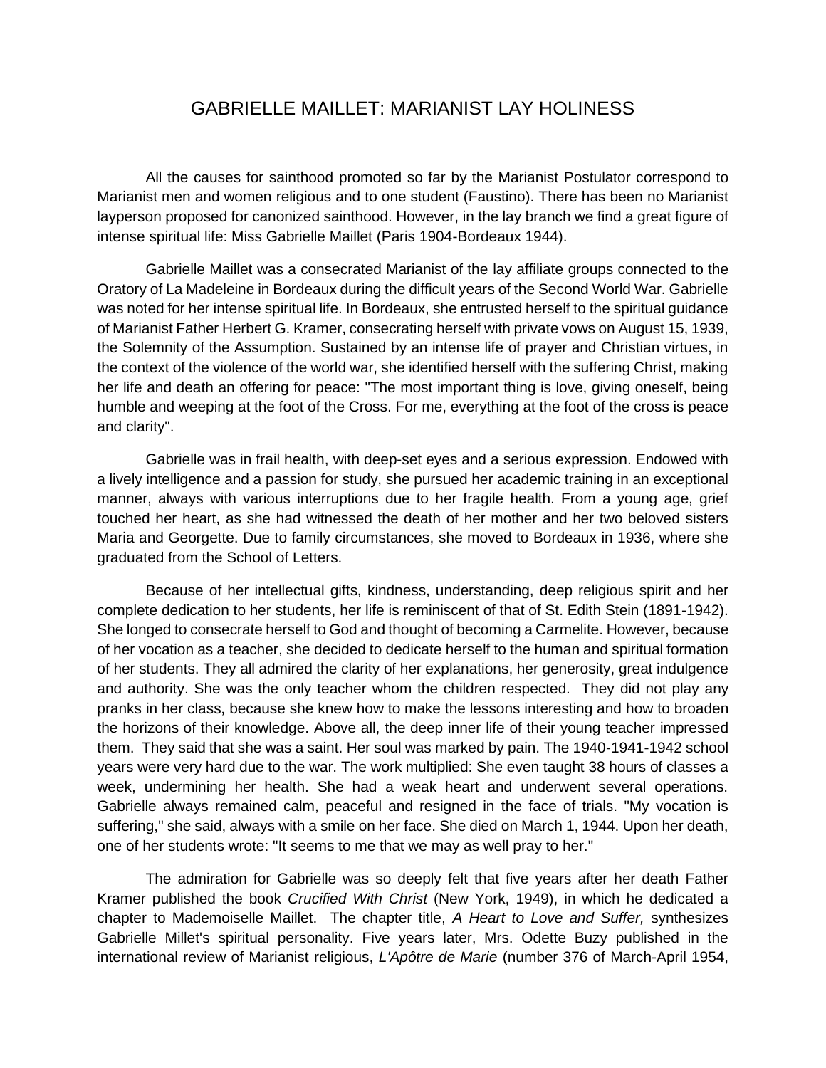# GABRIELLE MAILLET: MARIANIST LAY HOLINESS

All the causes for sainthood promoted so far by the Marianist Postulator correspond to Marianist men and women religious and to one student (Faustino). There has been no Marianist layperson proposed for canonized sainthood. However, in the lay branch we find a great figure of intense spiritual life: Miss Gabrielle Maillet (Paris 1904-Bordeaux 1944).

Gabrielle Maillet was a consecrated Marianist of the lay affiliate groups connected to the Oratory of La Madeleine in Bordeaux during the difficult years of the Second World War. Gabrielle was noted for her intense spiritual life. In Bordeaux, she entrusted herself to the spiritual guidance of Marianist Father Herbert G. Kramer, consecrating herself with private vows on August 15, 1939, the Solemnity of the Assumption. Sustained by an intense life of prayer and Christian virtues, in the context of the violence of the world war, she identified herself with the suffering Christ, making her life and death an offering for peace: "The most important thing is love, giving oneself, being humble and weeping at the foot of the Cross. For me, everything at the foot of the cross is peace and clarity".

Gabrielle was in frail health, with deep-set eyes and a serious expression. Endowed with a lively intelligence and a passion for study, she pursued her academic training in an exceptional manner, always with various interruptions due to her fragile health. From a young age, grief touched her heart, as she had witnessed the death of her mother and her two beloved sisters Maria and Georgette. Due to family circumstances, she moved to Bordeaux in 1936, where she graduated from the School of Letters.

Because of her intellectual gifts, kindness, understanding, deep religious spirit and her complete dedication to her students, her life is reminiscent of that of St. Edith Stein (1891-1942). She longed to consecrate herself to God and thought of becoming a Carmelite. However, because of her vocation as a teacher, she decided to dedicate herself to the human and spiritual formation of her students. They all admired the clarity of her explanations, her generosity, great indulgence and authority. She was the only teacher whom the children respected. They did not play any pranks in her class, because she knew how to make the lessons interesting and how to broaden the horizons of their knowledge. Above all, the deep inner life of their young teacher impressed them. They said that she was a saint. Her soul was marked by pain. The 1940-1941-1942 school years were very hard due to the war. The work multiplied: She even taught 38 hours of classes a week, undermining her health. She had a weak heart and underwent several operations. Gabrielle always remained calm, peaceful and resigned in the face of trials. "My vocation is suffering," she said, always with a smile on her face. She died on March 1, 1944. Upon her death, one of her students wrote: "It seems to me that we may as well pray to her."

The admiration for Gabrielle was so deeply felt that five years after her death Father Kramer published the book *Crucified With Christ* (New York, 1949), in which he dedicated a chapter to Mademoiselle Maillet. The chapter title, *A Heart to Love and Suffer,* synthesizes Gabrielle Millet's spiritual personality. Five years later, Mrs. Odette Buzy published in the international review of Marianist religious, *L'Apôtre de Marie* (number 376 of March-April 1954,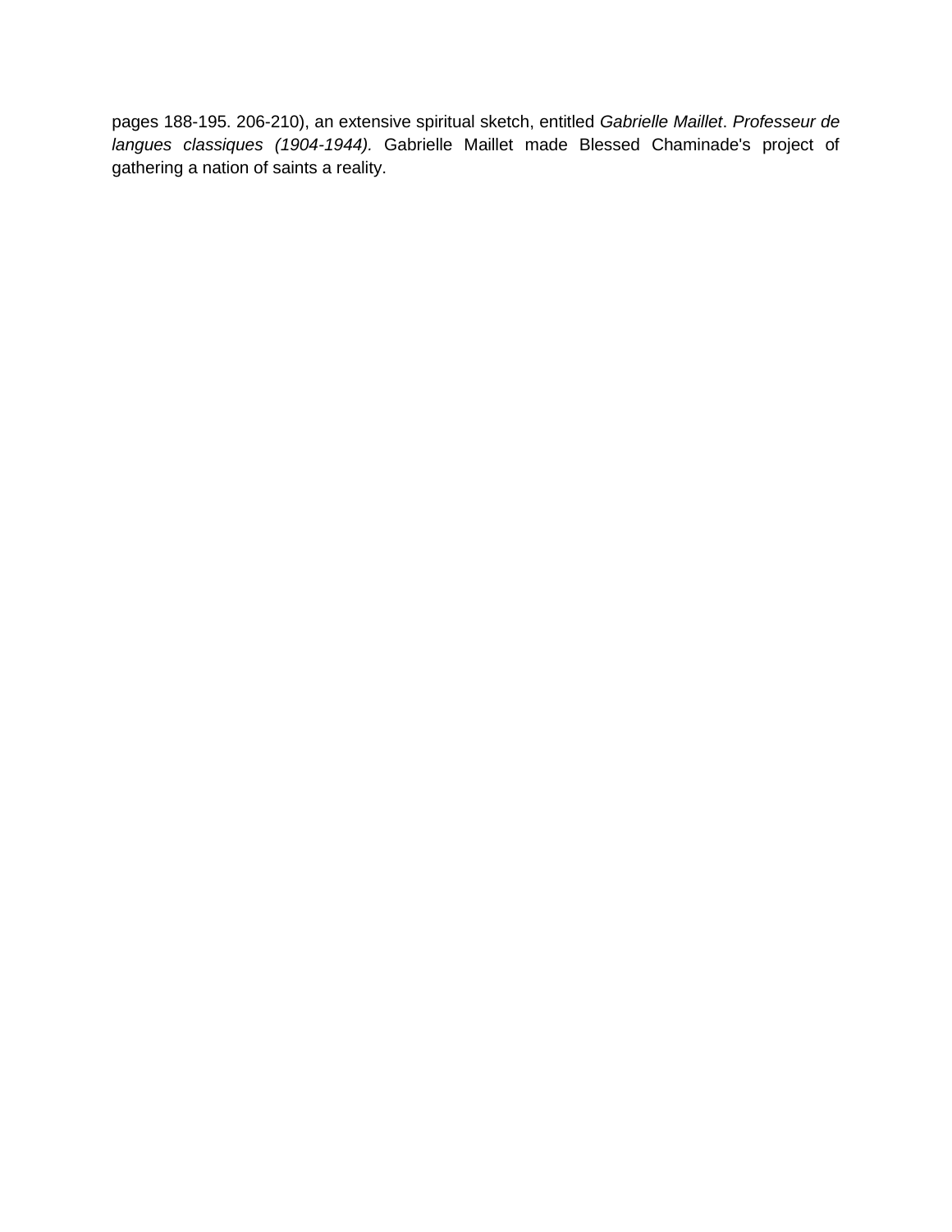pages 188-195. 206-210), an extensive spiritual sketch, entitled *Gabrielle Maillet*. *Professeur de langues classiques (1904-1944).* Gabrielle Maillet made Blessed Chaminade's project of gathering a nation of saints a reality.